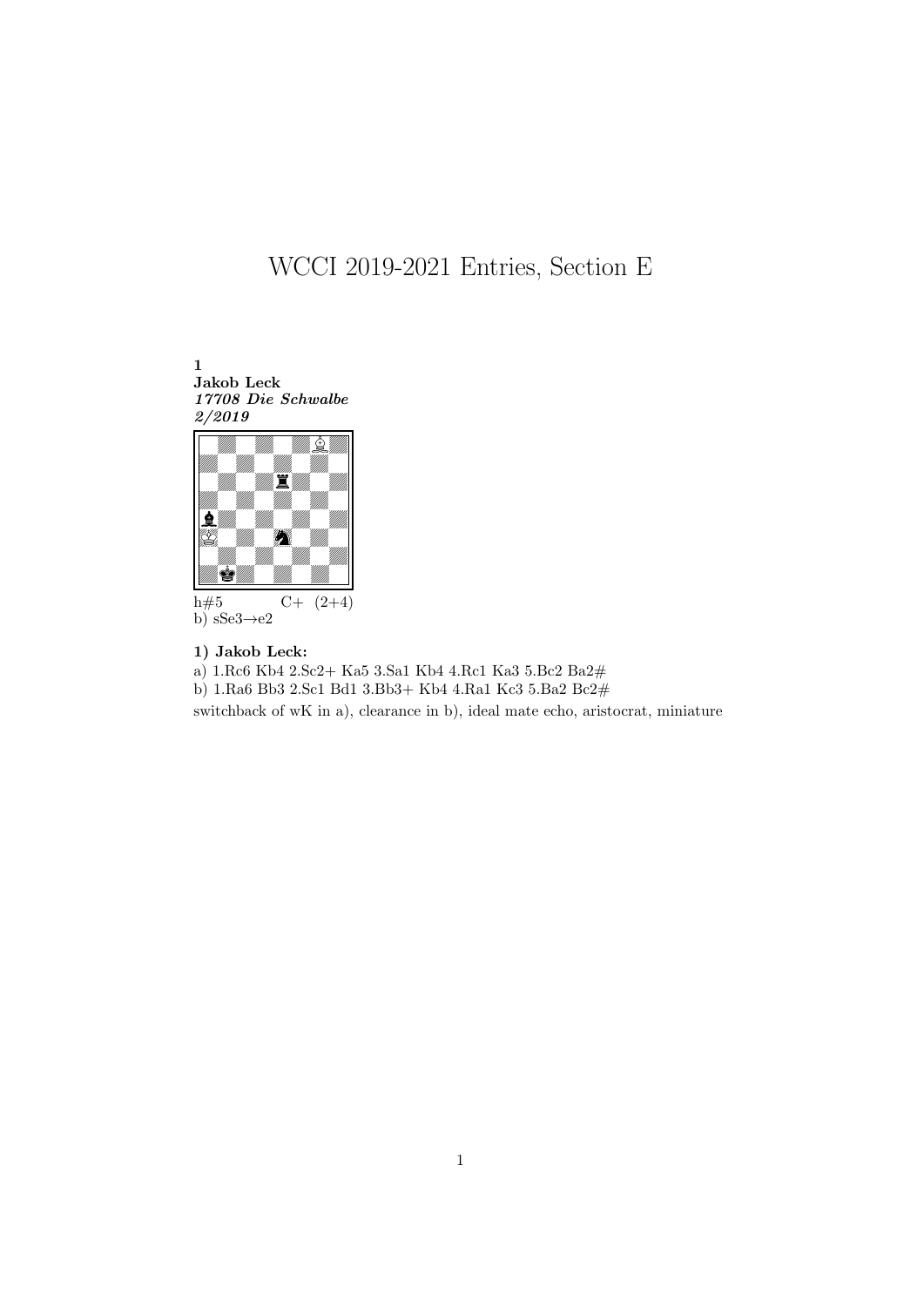# WCCI 2019-2021 Entries, Section E

**1**
**Jakob Leck**
***17708 Die Schwalbe***
***2/2019***

h#5 C+ (2+4)
b) sSe3→e2

**1) Jakob Leck:**

a) 1.Rc6 Kb4 2.Sc2+ Ka5 3.Sa1 Kb4 4.Rc1 Ka3 5.Bc2 Ba2#

b) 1.Ra6 Bb3 2.Sc1 Bd1 3.Bb3+ Kb4 4.Ra1 Kc3 5.Ba2 Bc2#

switchback of wK in a), clearance in b), ideal mate echo, aristocrat, miniature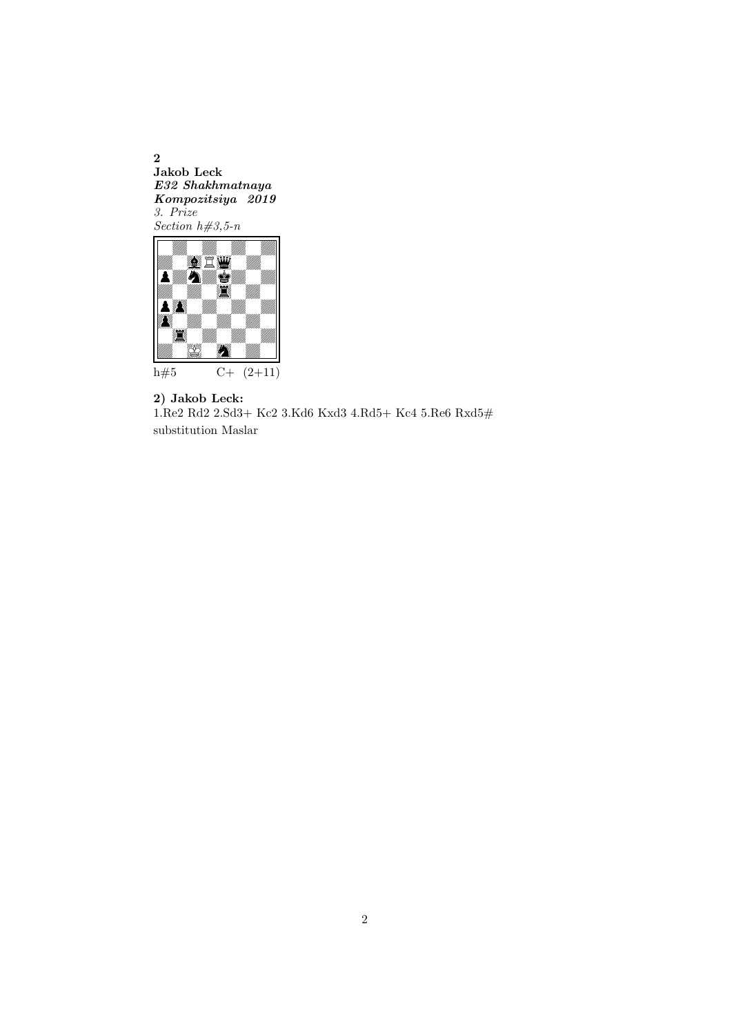**2**
**Jakob Leck**
***E32 Shakhmatnaya Kompozitsiya 2019***
*3. Prize*
*Section h#3,5-n*

h#5 C+ (2+11)

**2) Jakob Leck:**
1.Re2 Rd2 2.Sd3+ Kc2 3.Kd6 Kxd3 4.Rd5+ Kc4 5.Re6 Rxd5#
substitution Maslar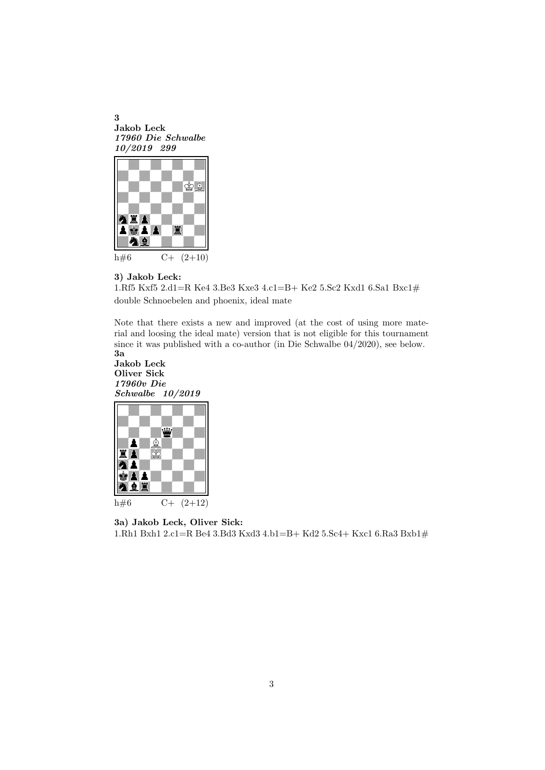**3**
**Jakob Leck**
***17960 Die Schwalbe***
***10/2019 299***

h#6 C+ (2+10)

### 3) Jakob Leck:

1.Rf5 Kxf5 2.d1=R Ke4 3.Be3 Kxe3 4.c1=B+ Ke2 5.Sc2 Kxd1 6.Sa1 Bxc1#
double Schnoebelen and phoenix, ideal mate

Note that there exists a new and improved (at the cost of using more material and loosing the ideal mate) version that is not eligible for this tournament since it was published with a co-author (in Die Schwalbe 04/2020), see below.

**3a**
**Jakob Leck**
**Oliver Sick**
***17960v Die***
***Schwalbe 10/2019***

h#6 C+ (2+12)

### 3a) Jakob Leck, Oliver Sick:

1.Rh1 Bxh1 2.c1=R Be4 3.Bd3 Kxd3 4.b1=B+ Kd2 5.Sc4+ Kxc1 6.Ra3 Bxb1#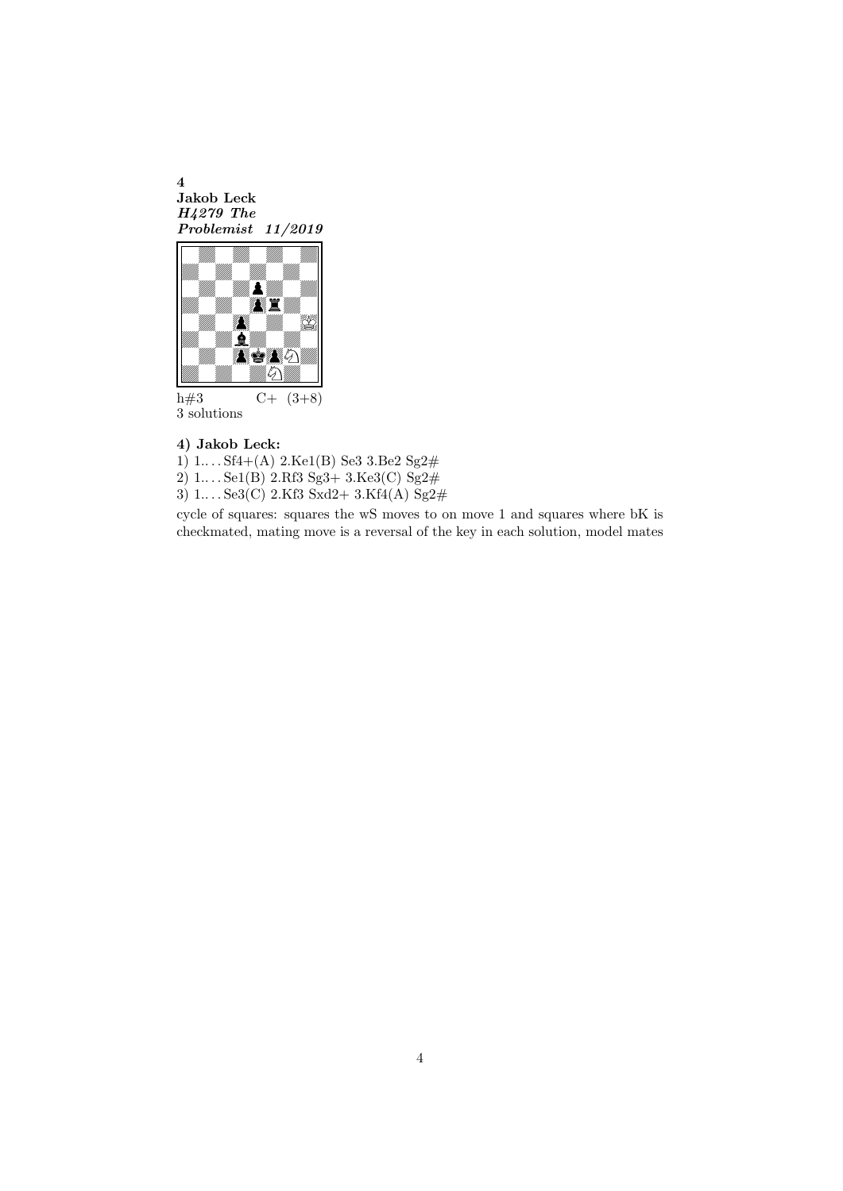**4**
**Jakob Leck**
***H4279 The Problemist 11/2019***

h#3 C+ (3+8)
3 solutions

#### 4) Jakob Leck:

1) 1.. . . Sf4+(A) 2.Ke1(B) Se3 3.Be2 Sg2#
2) 1.. . . Se1(B) 2.Rf3 Sg3+ 3.Ke3(C) Sg2#
3) 1.. . . Se3(C) 2.Kf3 Sxd2+ 3.Kf4(A) Sg2#

cycle of squares: squares the wS moves to on move 1 and squares where bK is checkmated, mating move is a reversal of the key in each solution, model mates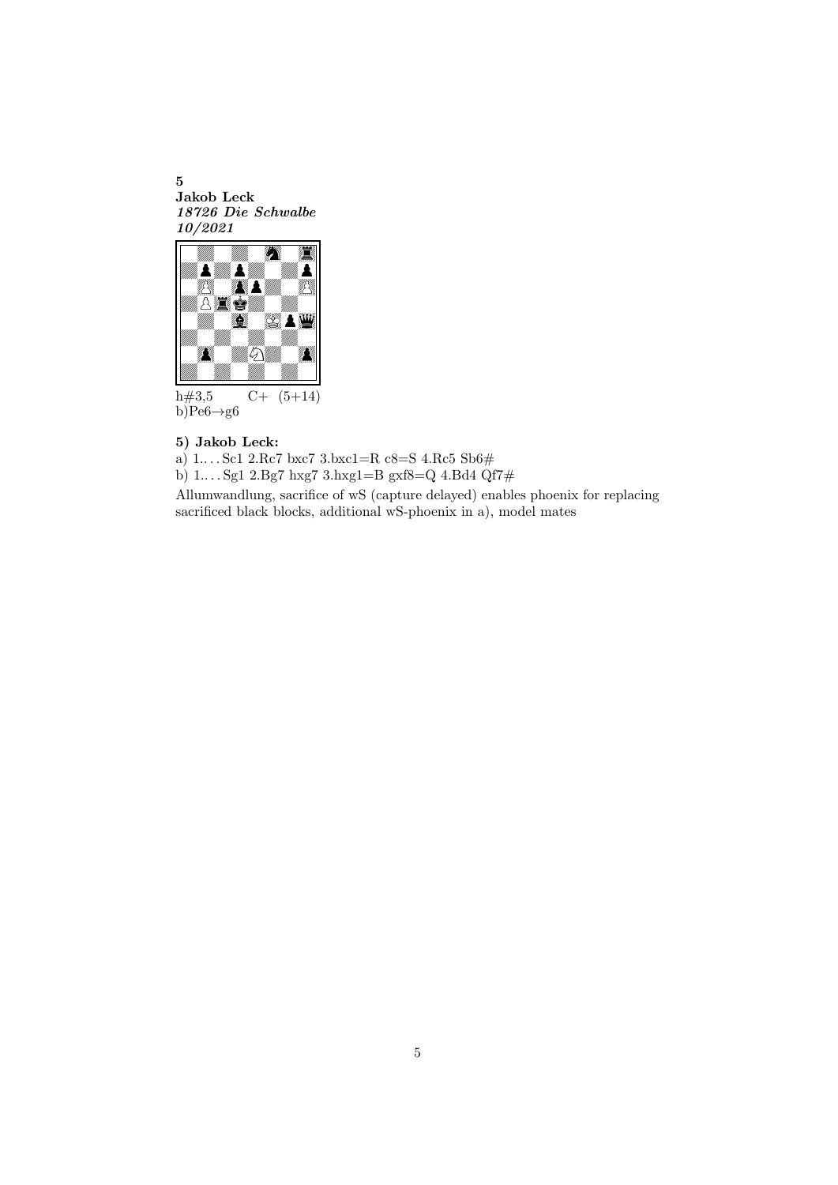**5**
**Jakob Leck**
***18726 Die Schwalbe***
***10/2021***

h#3,5 C+ (5+14)
b)Pe6→g6

**5) Jakob Leck:**

a) 1.. . . Sc1 2.Rc7 bxc7 3.bxc1=R c8=S 4.Rc5 Sb6#
b) 1.. . . Sg1 2.Bg7 hxg7 3.hxg1=B gxf8=Q 4.Bd4 Qf7#

Allumwandlung, sacrifice of wS (capture delayed) enables phoenix for replacing sacrificed black blocks, additional wS-phoenix in a), model mates